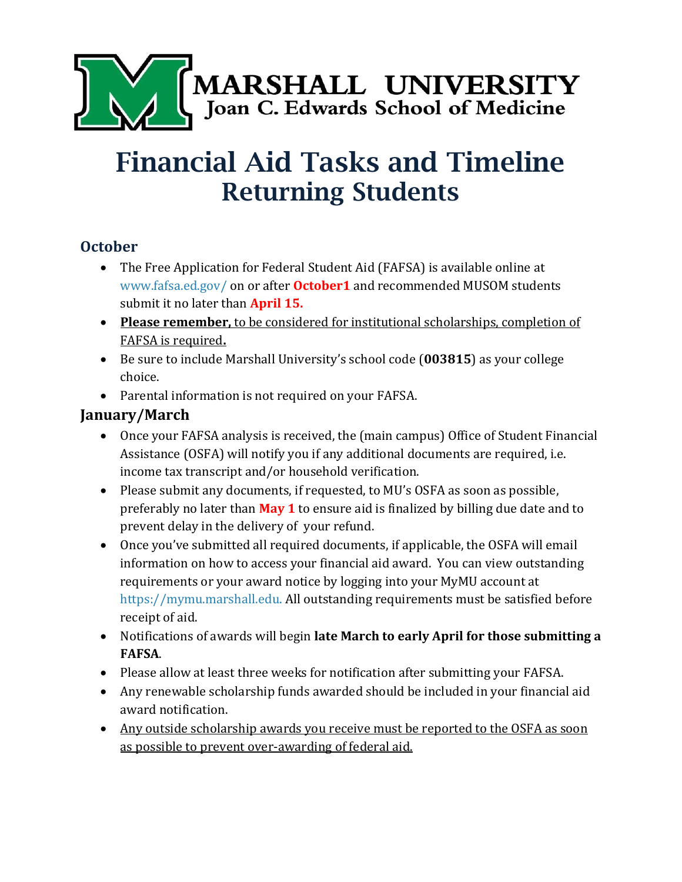MARSHALL UNIVERSITY
Joan C. Edwards School of Medicine

# Financial Aid Tasks and Timeline
## Returning Students

### October

- The Free Application for Federal Student Aid (FAFSA) is available online at www.fafsa.ed.gov/ on or after **October1** and recommended MUSOM students submit it no later than **April 15.**
- **Please remember,** to be considered for institutional scholarships, completion of FAFSA is required**.**
- Be sure to include Marshall University's school code (**003815**) as your college choice.
- Parental information is not required on your FAFSA.

### January/March

- Once your FAFSA analysis is received, the (main campus) Office of Student Financial Assistance (OSFA) will notify you if any additional documents are required, i.e. income tax transcript and/or household verification.
- Please submit any documents, if requested, to MU's OSFA as soon as possible, preferably no later than **May 1** to ensure aid is finalized by billing due date and to prevent delay in the delivery of your refund.
- Once you've submitted all required documents, if applicable, the OSFA will email information on how to access your financial aid award. You can view outstanding requirements or your award notice by logging into your MyMU account at https://mymu.marshall.edu. All outstanding requirements must be satisfied before receipt of aid.
- Notifications of awards will begin **late March to early April for those submitting a FAFSA**.
- Please allow at least three weeks for notification after submitting your FAFSA.
- Any renewable scholarship funds awarded should be included in your financial aid award notification.
- Any outside scholarship awards you receive must be reported to the OSFA as soon as possible to prevent over-awarding of federal aid.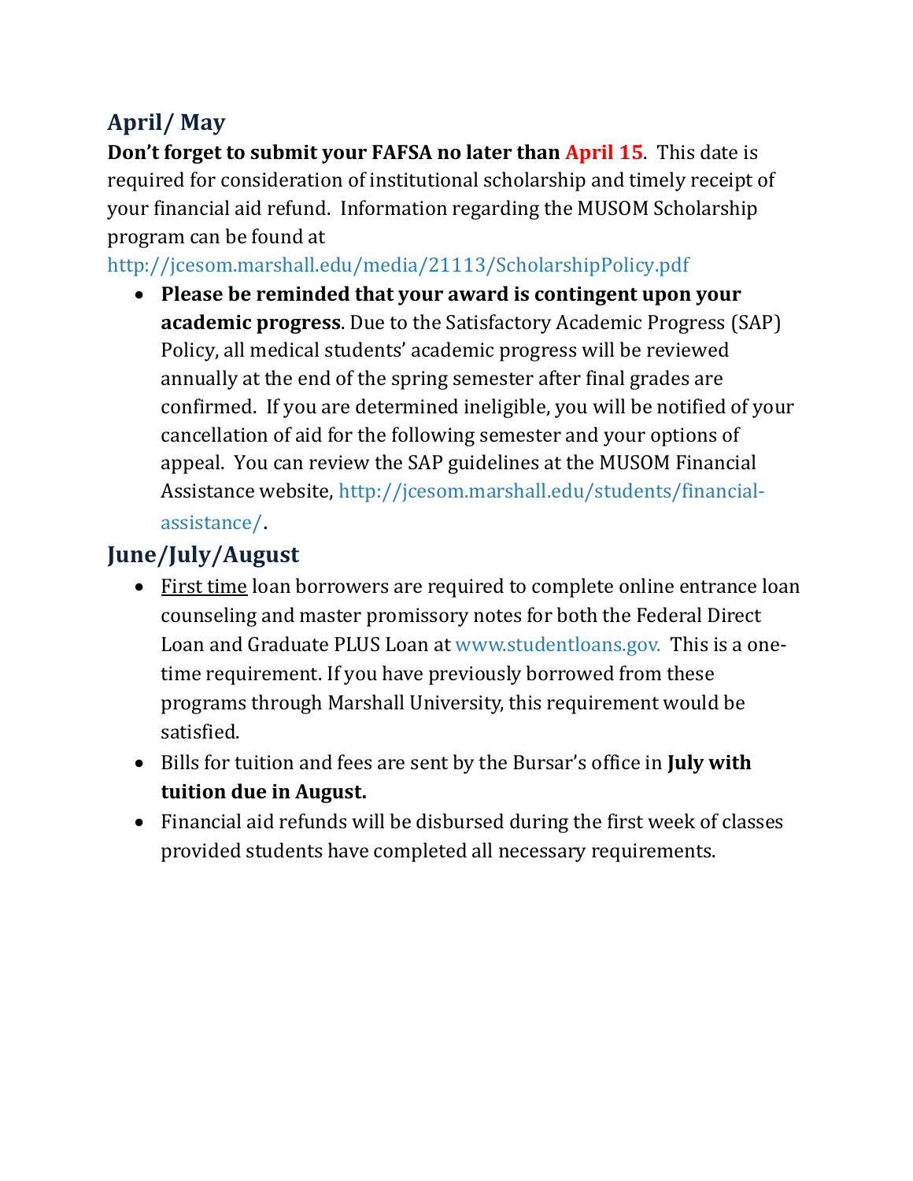## April/ May

**Don't forget to submit your FAFSA no later than April 15**. This date is required for consideration of institutional scholarship and timely receipt of your financial aid refund. Information regarding the MUSOM Scholarship program can be found at http://jcesom.marshall.edu/media/21113/ScholarshipPolicy.pdf

- **Please be reminded that your award is contingent upon your academic progress**. Due to the Satisfactory Academic Progress (SAP) Policy, all medical students' academic progress will be reviewed annually at the end of the spring semester after final grades are confirmed. If you are determined ineligible, you will be notified of your cancellation of aid for the following semester and your options of appeal. You can review the SAP guidelines at the MUSOM Financial Assistance website, http://jcesom.marshall.edu/students/financial-assistance/.

## June/July/August

- First time loan borrowers are required to complete online entrance loan counseling and master promissory notes for both the Federal Direct Loan and Graduate PLUS Loan at www.studentloans.gov. This is a one-time requirement. If you have previously borrowed from these programs through Marshall University, this requirement would be satisfied.
- Bills for tuition and fees are sent by the Bursar's office in **July with tuition due in August.**
- Financial aid refunds will be disbursed during the first week of classes provided students have completed all necessary requirements.